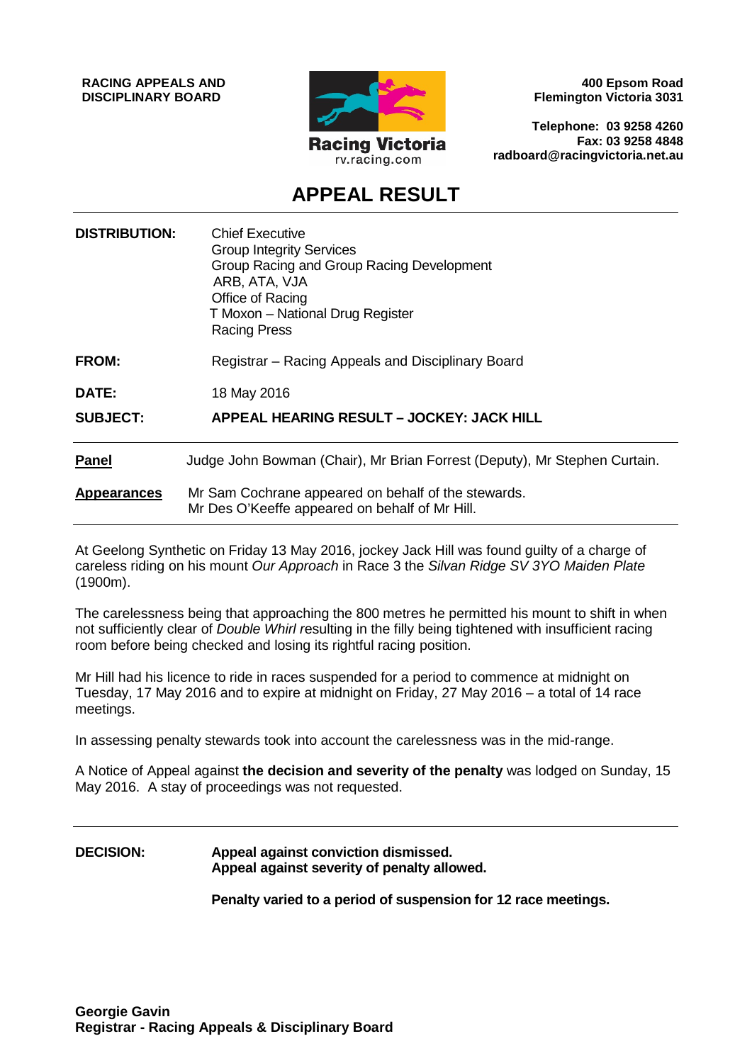**RACING APPEALS AND DISCIPLINARY BOARD**

Racing Victoria
rv.racing.com

**400 Epsom Road**
**Flemington Victoria 3031**

**Telephone: 03 9258 4260**
**Fax: 03 9258 4848**
**radboard@racingvictoria.net.au**

# APPEAL RESULT

**DISTRIBUTION:** Chief Executive
Group Integrity Services
Group Racing and Group Racing Development
ARB, ATA, VJA
Office of Racing
T Moxon – National Drug Register
Racing Press

**FROM:** Registrar – Racing Appeals and Disciplinary Board

**DATE:** 18 May 2016

**SUBJECT:** **APPEAL HEARING RESULT – JOCKEY: JACK HILL**

---

**Panel** Judge John Bowman (Chair), Mr Brian Forrest (Deputy), Mr Stephen Curtain.

**Appearances** Mr Sam Cochrane appeared on behalf of the stewards.
Mr Des O'Keeffe appeared on behalf of Mr Hill.

---

At Geelong Synthetic on Friday 13 May 2016, jockey Jack Hill was found guilty of a charge of careless riding on his mount *Our Approach* in Race 3 the *Silvan Ridge SV 3YO Maiden Plate* (1900m).

The carelessness being that approaching the 800 metres he permitted his mount to shift in when not sufficiently clear of *Double Whirl* resulting in the filly being tightened with insufficient racing room before being checked and losing its rightful racing position.

Mr Hill had his licence to ride in races suspended for a period to commence at midnight on Tuesday, 17 May 2016 and to expire at midnight on Friday, 27 May 2016 – a total of 14 race meetings.

In assessing penalty stewards took into account the carelessness was in the mid-range.

A Notice of Appeal against **the decision and severity of the penalty** was lodged on Sunday, 15 May 2016. A stay of proceedings was not requested.

---

**DECISION:** **Appeal against conviction dismissed.**
**Appeal against severity of penalty allowed.**

**Penalty varied to a period of suspension for 12 race meetings.**

**Georgie Gavin**
**Registrar - Racing Appeals & Disciplinary Board**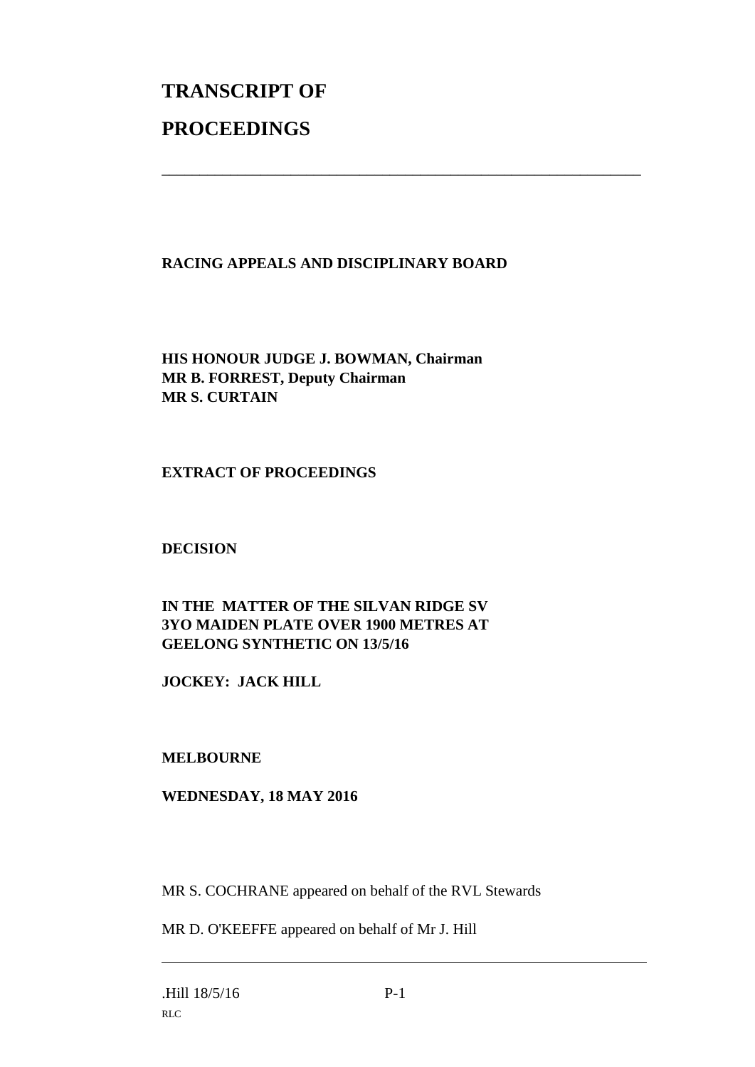# TRANSCRIPT OF

# PROCEEDINGS

---

**RACING APPEALS AND DISCIPLINARY BOARD**

**HIS HONOUR JUDGE J. BOWMAN, Chairman**
**MR B. FORREST, Deputy Chairman**
**MR S. CURTAIN**

**EXTRACT OF PROCEEDINGS**

**DECISION**

**IN THE MATTER OF THE SILVAN RIDGE SV 3YO MAIDEN PLATE OVER 1900 METRES AT GEELONG SYNTHETIC ON 13/5/16**

**JOCKEY: JACK HILL**

**MELBOURNE**

**WEDNESDAY, 18 MAY 2016**

MR S. COCHRANE appeared on behalf of the RVL Stewards

MR D. O'KEEFFE appeared on behalf of Mr J. Hill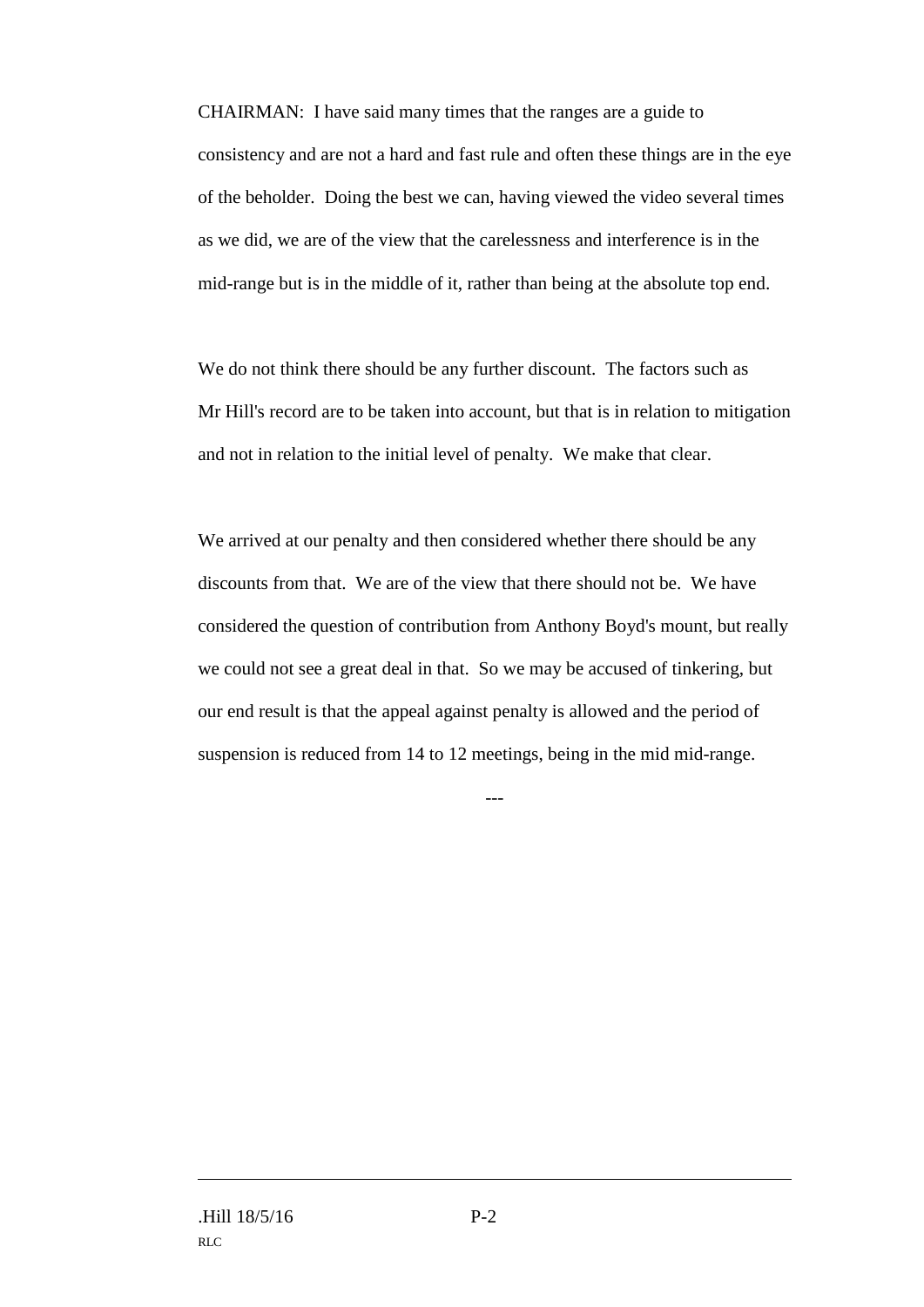CHAIRMAN: I have said many times that the ranges are a guide to consistency and are not a hard and fast rule and often these things are in the eye of the beholder. Doing the best we can, having viewed the video several times as we did, we are of the view that the carelessness and interference is in the mid-range but is in the middle of it, rather than being at the absolute top end.

We do not think there should be any further discount. The factors such as Mr Hill's record are to be taken into account, but that is in relation to mitigation and not in relation to the initial level of penalty. We make that clear.

We arrived at our penalty and then considered whether there should be any discounts from that. We are of the view that there should not be. We have considered the question of contribution from Anthony Boyd's mount, but really we could not see a great deal in that. So we may be accused of tinkering, but our end result is that the appeal against penalty is allowed and the period of suspension is reduced from 14 to 12 meetings, being in the mid mid-range.

---